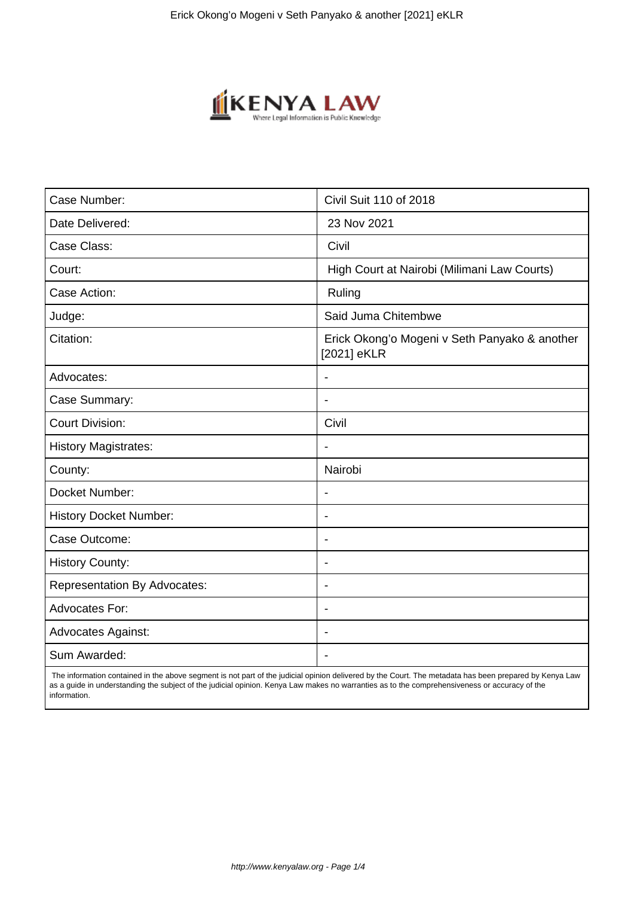| Case Number: | Civil Suit 110 of 2018 |
| --- | --- |
| Date Delivered: | 23 Nov 2021 |
| Case Class: | Civil |
| Court: | High Court at Nairobi (Milimani Law Courts) |
| Case Action: | Ruling |
| Judge: | Said Juma Chitembwe |
| Citation: | Erick Okong'o Mogeni v Seth Panyako & another [2021] eKLR |
| Advocates: | - |
| Case Summary: | - |
| Court Division: | Civil |
| History Magistrates: | - |
| County: | Nairobi |
| Docket Number: | - |
| History Docket Number: | - |
| Case Outcome: | - |
| History County: | - |
| Representation By Advocates: | - |
| Advocates For: | - |
| Advocates Against: | - |
| Sum Awarded: | - |

The information contained in the above segment is not part of the judicial opinion delivered by the Court. The metadata has been prepared by Kenya Law as a guide in understanding the subject of the judicial opinion. Kenya Law makes no warranties as to the comprehensiveness or accuracy of the information.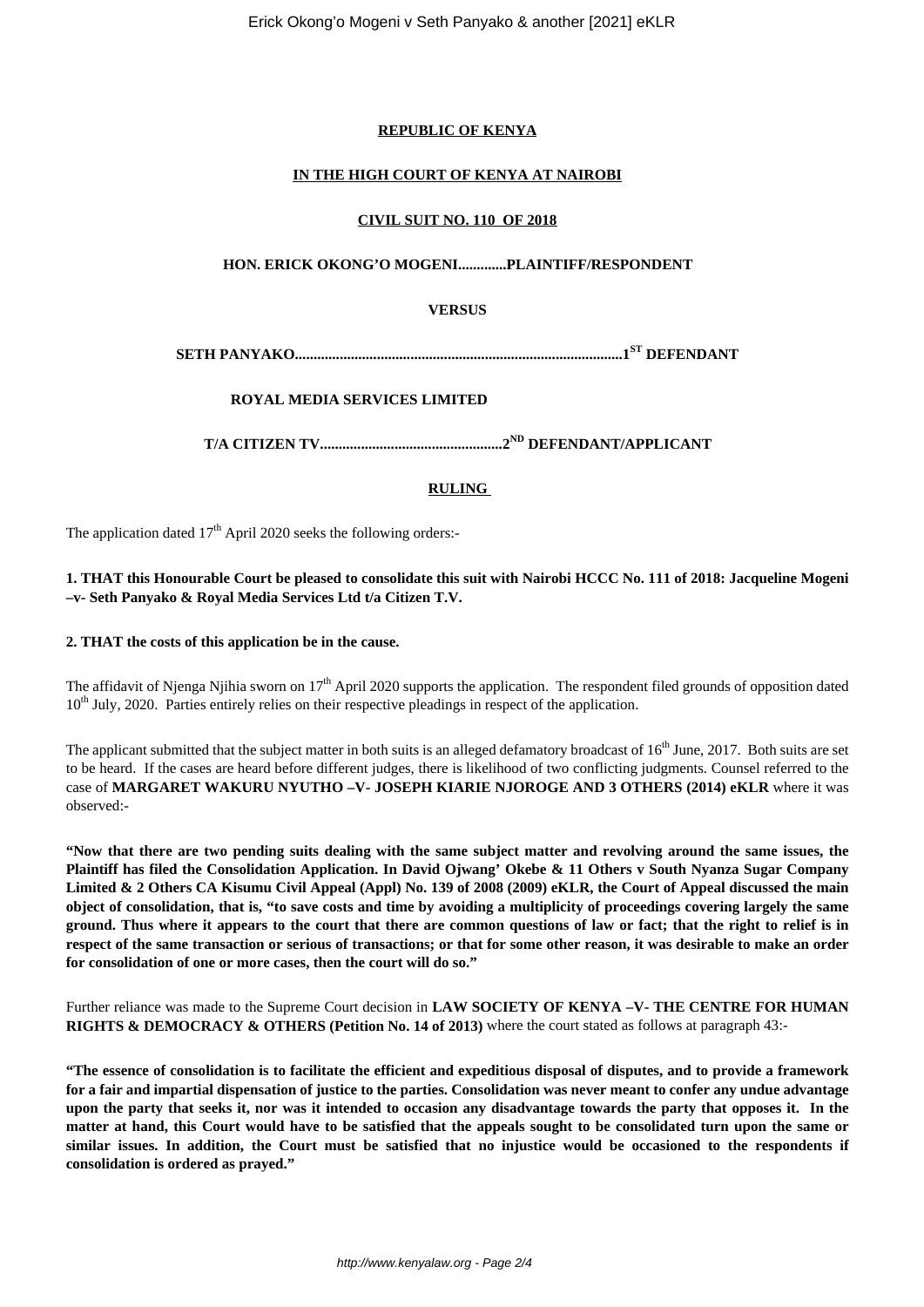**REPUBLIC OF KENYA**

**IN THE HIGH COURT OF KENYA AT NAIROBI**

**CIVIL SUIT NO. 110 OF 2018**

**HON. ERICK OKONG'O MOGENI.............PLAINTIFF/RESPONDENT**

**VERSUS**

**SETH PANYAKO.......................................................................................1[ST] DEFENDANT**

**ROYAL MEDIA SERVICES LIMITED**

**T/A CITIZEN TV.................................................2[ND] DEFENDANT/APPLICANT**

**RULING**

The application dated 17th April 2020 seeks the following orders:-

**1. THAT this Honourable Court be pleased to consolidate this suit with Nairobi HCCC No. 111 of 2018: Jacqueline Mogeni –v- Seth Panyako & Royal Media Services Ltd t/a Citizen T.V.**

**2. THAT the costs of this application be in the cause.**

The affidavit of Njenga Njihia sworn on 17th April 2020 supports the application. The respondent filed grounds of opposition dated 10th July, 2020. Parties entirely relies on their respective pleadings in respect of the application.

The applicant submitted that the subject matter in both suits is an alleged defamatory broadcast of 16th June, 2017. Both suits are set to be heard. If the cases are heard before different judges, there is likelihood of two conflicting judgments. Counsel referred to the case of **MARGARET WAKURU NYUTHO –V- JOSEPH KIARIE NJOROGE AND 3 OTHERS (2014) eKLR** where it was observed:-

**"Now that there are two pending suits dealing with the same subject matter and revolving around the same issues, the Plaintiff has filed the Consolidation Application. In David Ojwang' Okebe & 11 Others v South Nyanza Sugar Company Limited & 2 Others CA Kisumu Civil Appeal (Appl) No. 139 of 2008 (2009) eKLR, the Court of Appeal discussed the main object of consolidation, that is, "to save costs and time by avoiding a multiplicity of proceedings covering largely the same ground. Thus where it appears to the court that there are common questions of law or fact; that the right to relief is in respect of the same transaction or serious of transactions; or that for some other reason, it was desirable to make an order for consolidation of one or more cases, then the court will do so."**

Further reliance was made to the Supreme Court decision in **LAW SOCIETY OF KENYA –V- THE CENTRE FOR HUMAN RIGHTS & DEMOCRACY & OTHERS (Petition No. 14 of 2013)** where the court stated as follows at paragraph 43:-

**"The essence of consolidation is to facilitate the efficient and expeditious disposal of disputes, and to provide a framework for a fair and impartial dispensation of justice to the parties. Consolidation was never meant to confer any undue advantage upon the party that seeks it, nor was it intended to occasion any disadvantage towards the party that opposes it. In the matter at hand, this Court would have to be satisfied that the appeals sought to be consolidated turn upon the same or similar issues. In addition, the Court must be satisfied that no injustice would be occasioned to the respondents if consolidation is ordered as prayed."**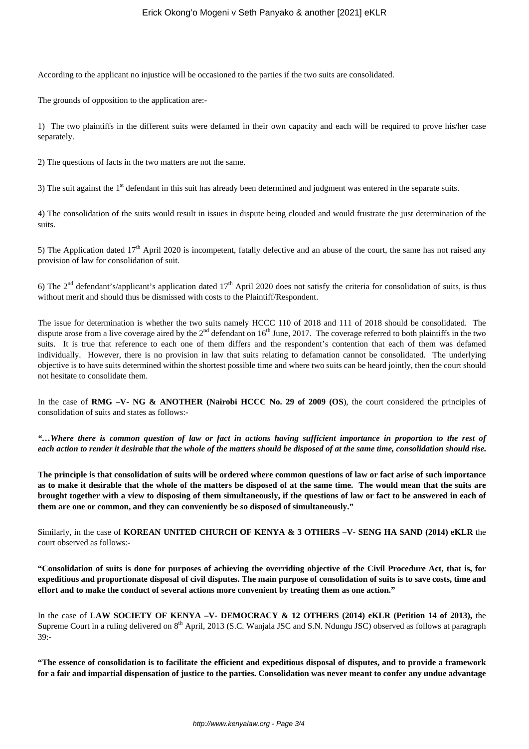According to the applicant no injustice will be occasioned to the parties if the two suits are consolidated.

The grounds of opposition to the application are:-

1) The two plaintiffs in the different suits were defamed in their own capacity and each will be required to prove his/her case separately.

2) The questions of facts in the two matters are not the same.

3) The suit against the 1st defendant in this suit has already been determined and judgment was entered in the separate suits.

4) The consolidation of the suits would result in issues in dispute being clouded and would frustrate the just determination of the suits.

5) The Application dated 17th April 2020 is incompetent, fatally defective and an abuse of the court, the same has not raised any provision of law for consolidation of suit.

6) The 2nd defendant's/applicant's application dated 17th April 2020 does not satisfy the criteria for consolidation of suits, is thus without merit and should thus be dismissed with costs to the Plaintiff/Respondent.

The issue for determination is whether the two suits namely HCCC 110 of 2018 and 111 of 2018 should be consolidated. The dispute arose from a live coverage aired by the 2nd defendant on 16th June, 2017. The coverage referred to both plaintiffs in the two suits. It is true that reference to each one of them differs and the respondent's contention that each of them was defamed individually. However, there is no provision in law that suits relating to defamation cannot be consolidated. The underlying objective is to have suits determined within the shortest possible time and where two suits can be heard jointly, then the court should not hesitate to consolidate them.

In the case of **RMG –V- NG & ANOTHER (Nairobi HCCC No. 29 of 2009 (OS)**, the court considered the principles of consolidation of suits and states as follows:-

***"…Where there is common question of law or fact in actions having sufficient importance in proportion to the rest of each action to render it desirable that the whole of the matters should be disposed of at the same time, consolidation should rise.***

**The principle is that consolidation of suits will be ordered where common questions of law or fact arise of such importance as to make it desirable that the whole of the matters be disposed of at the same time. The would mean that the suits are brought together with a view to disposing of them simultaneously, if the questions of law or fact to be answered in each of them are one or common, and they can conveniently be so disposed of simultaneously."**

Similarly, in the case of **KOREAN UNITED CHURCH OF KENYA & 3 OTHERS –V- SENG HA SAND (2014) eKLR** the court observed as follows:-

**"Consolidation of suits is done for purposes of achieving the overriding objective of the Civil Procedure Act, that is, for expeditious and proportionate disposal of civil disputes. The main purpose of consolidation of suits is to save costs, time and effort and to make the conduct of several actions more convenient by treating them as one action."**

In the case of **LAW SOCIETY OF KENYA –V- DEMOCRACY & 12 OTHERS (2014) eKLR (Petition 14 of 2013),** the Supreme Court in a ruling delivered on 8th April, 2013 (S.C. Wanjala JSC and S.N. Ndungu JSC) observed as follows at paragraph 39:-

**"The essence of consolidation is to facilitate the efficient and expeditious disposal of disputes, and to provide a framework for a fair and impartial dispensation of justice to the parties. Consolidation was never meant to confer any undue advantage**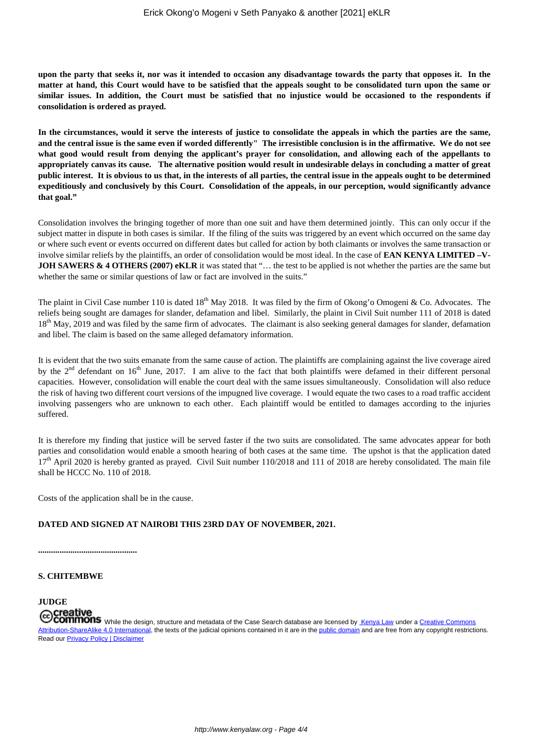**upon the party that seeks it, nor was it intended to occasion any disadvantage towards the party that opposes it. In the matter at hand, this Court would have to be satisfied that the appeals sought to be consolidated turn upon the same or similar issues. In addition, the Court must be satisfied that no injustice would be occasioned to the respondents if consolidation is ordered as prayed.**

**In the circumstances, would it serve the interests of justice to consolidate the appeals in which the parties are the same, and the central issue is the same even if worded differently" The irresistible conclusion is in the affirmative. We do not see what good would result from denying the applicant's prayer for consolidation, and allowing each of the appellants to appropriately canvas its cause. The alternative position would result in undesirable delays in concluding a matter of great public interest. It is obvious to us that, in the interests of all parties, the central issue in the appeals ought to be determined expeditiously and conclusively by this Court. Consolidation of the appeals, in our perception, would significantly advance that goal."**

Consolidation involves the bringing together of more than one suit and have them determined jointly. This can only occur if the subject matter in dispute in both cases is similar. If the filing of the suits was triggered by an event which occurred on the same day or where such event or events occurred on different dates but called for action by both claimants or involves the same transaction or involve similar reliefs by the plaintiffs, an order of consolidation would be most ideal. In the case of **EAN KENYA LIMITED –V- JOH SAWERS & 4 OTHERS (2007) eKLR** it was stated that "… the test to be applied is not whether the parties are the same but whether the same or similar questions of law or fact are involved in the suits."

The plaint in Civil Case number 110 is dated 18th May 2018. It was filed by the firm of Okong'o Omogeni & Co. Advocates. The reliefs being sought are damages for slander, defamation and libel. Similarly, the plaint in Civil Suit number 111 of 2018 is dated 18th May, 2019 and was filed by the same firm of advocates. The claimant is also seeking general damages for slander, defamation and libel. The claim is based on the same alleged defamatory information.

It is evident that the two suits emanate from the same cause of action. The plaintiffs are complaining against the live coverage aired by the 2nd defendant on 16th June, 2017. I am alive to the fact that both plaintiffs were defamed in their different personal capacities. However, consolidation will enable the court deal with the same issues simultaneously. Consolidation will also reduce the risk of having two different court versions of the impugned live coverage. I would equate the two cases to a road traffic accident involving passengers who are unknown to each other. Each plaintiff would be entitled to damages according to the injuries suffered.

It is therefore my finding that justice will be served faster if the two suits are consolidated. The same advocates appear for both parties and consolidation would enable a smooth hearing of both cases at the same time. The upshot is that the application dated 17th April 2020 is hereby granted as prayed. Civil Suit number 110/2018 and 111 of 2018 are hereby consolidated. The main file shall be HCCC No. 110 of 2018.

Costs of the application shall be in the cause.

**DATED AND SIGNED AT NAIROBI THIS 23RD DAY OF NOVEMBER, 2021.**

**.............................................**

**S. CHITEMBWE**

**JUDGE**

While the design, structure and metadata of the Case Search database are licensed by Kenya Law under a Creative Commons Attribution-ShareAlike 4.0 International, the texts of the judicial opinions contained in it are in the public domain and are free from any copyright restrictions. Read our Privacy Policy | Disclaimer